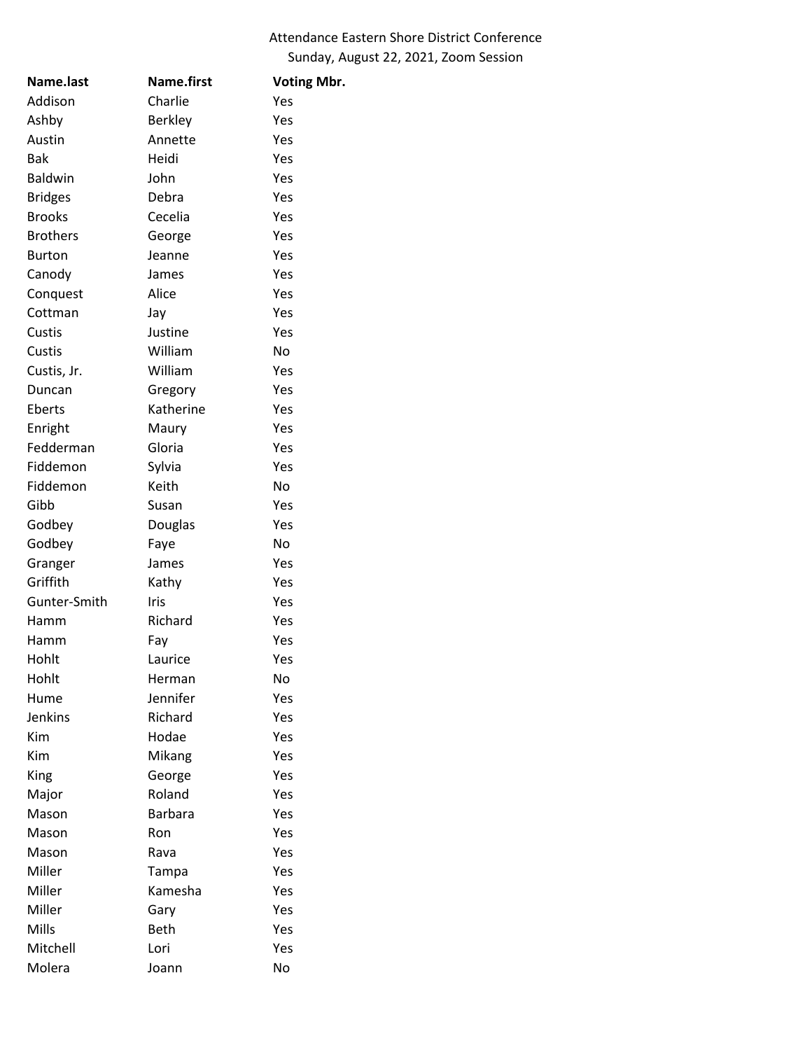Attendance Eastern Shore District Conference
Sunday, August 22, 2021, Zoom Session

| Name.last | Name.first | Voting Mbr. |
|---|---|---|
| Addison | Charlie | Yes |
| Ashby | Berkley | Yes |
| Austin | Annette | Yes |
| Bak | Heidi | Yes |
| Baldwin | John | Yes |
| Bridges | Debra | Yes |
| Brooks | Cecelia | Yes |
| Brothers | George | Yes |
| Burton | Jeanne | Yes |
| Canody | James | Yes |
| Conquest | Alice | Yes |
| Cottman | Jay | Yes |
| Custis | Justine | Yes |
| Custis | William | No |
| Custis, Jr. | William | Yes |
| Duncan | Gregory | Yes |
| Eberts | Katherine | Yes |
| Enright | Maury | Yes |
| Fedderman | Gloria | Yes |
| Fiddemon | Sylvia | Yes |
| Fiddemon | Keith | No |
| Gibb | Susan | Yes |
| Godbey | Douglas | Yes |
| Godbey | Faye | No |
| Granger | James | Yes |
| Griffith | Kathy | Yes |
| Gunter-Smith | Iris | Yes |
| Hamm | Richard | Yes |
| Hamm | Fay | Yes |
| Hohlt | Laurice | Yes |
| Hohlt | Herman | No |
| Hume | Jennifer | Yes |
| Jenkins | Richard | Yes |
| Kim | Hodae | Yes |
| Kim | Mikang | Yes |
| King | George | Yes |
| Major | Roland | Yes |
| Mason | Barbara | Yes |
| Mason | Ron | Yes |
| Mason | Rava | Yes |
| Miller | Tampa | Yes |
| Miller | Kamesha | Yes |
| Miller | Gary | Yes |
| Mills | Beth | Yes |
| Mitchell | Lori | Yes |
| Molera | Joann | No |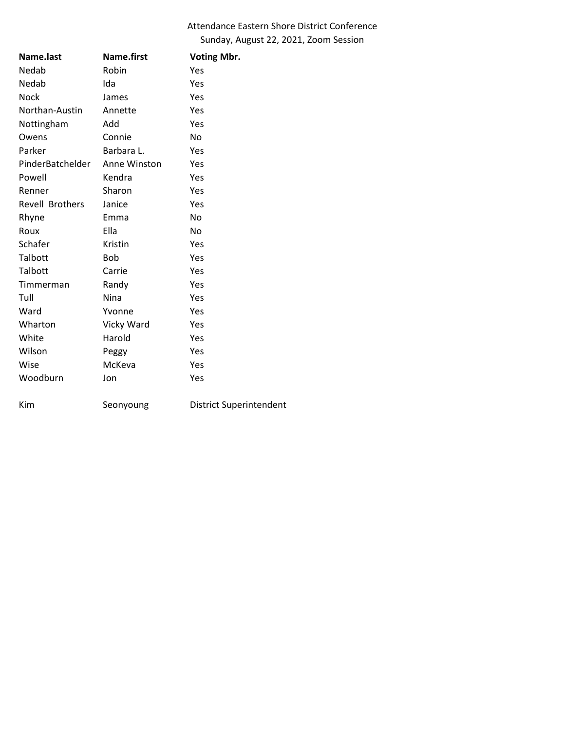Attendance Eastern Shore District Conference
Sunday, August 22, 2021, Zoom Session

| Name.last | Name.first | Voting Mbr. |
|---|---|---|
| Nedab | Robin | Yes |
| Nedab | Ida | Yes |
| Nock | James | Yes |
| Northan-Austin | Annette | Yes |
| Nottingham | Add | Yes |
| Owens | Connie | No |
| Parker | Barbara L. | Yes |
| PinderBatchelder | Anne Winston | Yes |
| Powell | Kendra | Yes |
| Renner | Sharon | Yes |
| Revell Brothers | Janice | Yes |
| Rhyne | Emma | No |
| Roux | Ella | No |
| Schafer | Kristin | Yes |
| Talbott | Bob | Yes |
| Talbott | Carrie | Yes |
| Timmerman | Randy | Yes |
| Tull | Nina | Yes |
| Ward | Yvonne | Yes |
| Wharton | Vicky Ward | Yes |
| White | Harold | Yes |
| Wilson | Peggy | Yes |
| Wise | McKeva | Yes |
| Woodburn | Jon | Yes |
| | | |
| Kim | Seonyoung | District Superintendent |